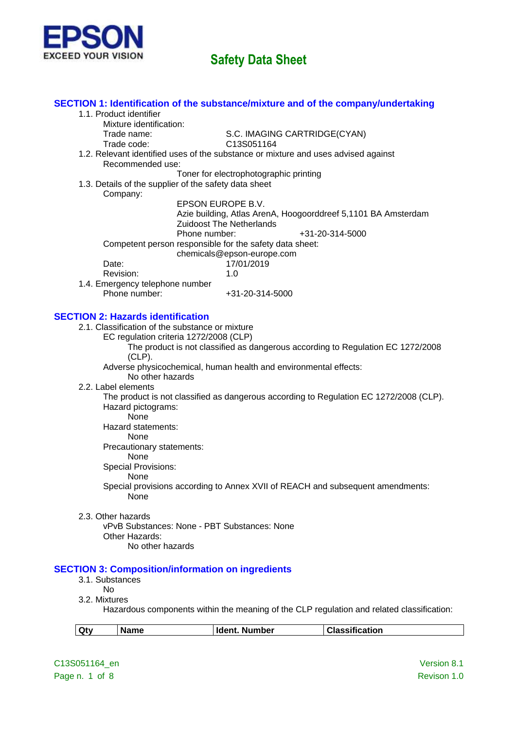EPSON
EXCEED YOUR VISION

# Safety Data Sheet

## SECTION 1: Identification of the substance/mixture and of the company/undertaking

1.1. Product identifier

Mixture identification:

Trade name: S.C. IMAGING CARTRIDGE(CYAN)

Trade code: C13S051164

1.2. Relevant identified uses of the substance or mixture and uses advised against

Recommended use:

Toner for electrophotographic printing

1.3. Details of the supplier of the safety data sheet

Company:

EPSON EUROPE B.V.
Azie building, Atlas ArenA, Hoogoorddreef 5,1101 BA Amsterdam
Zuidoost The Netherlands
Phone number: +31-20-314-5000

Competent person responsible for the safety data sheet:

chemicals@epson-europe.com

Date: 17/01/2019

Revision: 1.0

1.4. Emergency telephone number

Phone number: +31-20-314-5000

## SECTION 2: Hazards identification

2.1. Classification of the substance or mixture

EC regulation criteria 1272/2008 (CLP)

The product is not classified as dangerous according to Regulation EC 1272/2008 (CLP).

Adverse physicochemical, human health and environmental effects:

No other hazards

2.2. Label elements

The product is not classified as dangerous according to Regulation EC 1272/2008 (CLP).

Hazard pictograms:

None

Hazard statements:

None

Precautionary statements:

None

Special Provisions:

None

Special provisions according to Annex XVII of REACH and subsequent amendments:

None

2.3. Other hazards

vPvB Substances: None - PBT Substances: None

Other Hazards:

No other hazards

## SECTION 3: Composition/information on ingredients

3.1. Substances

No

3.2. Mixtures

Hazardous components within the meaning of the CLP regulation and related classification:

| Qty | Name | Ident. Number | Classification |
|---|---|---|---|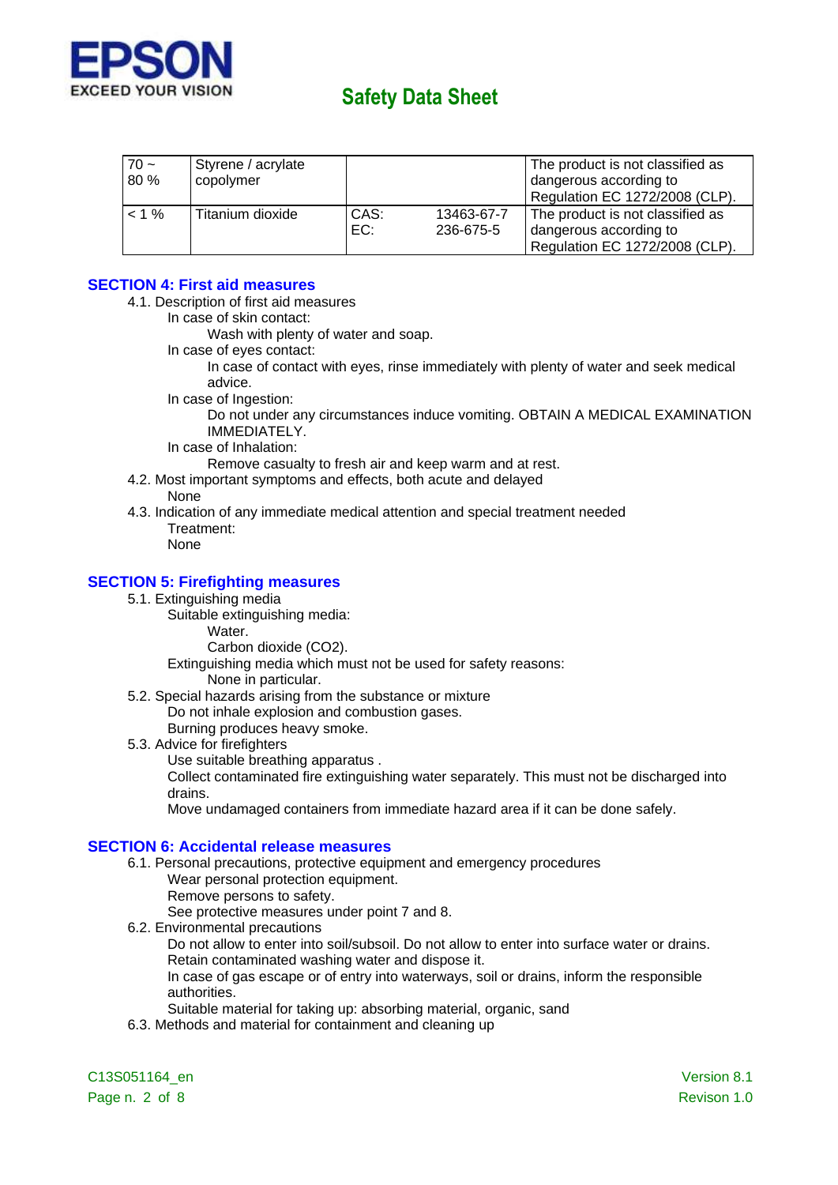| 70 ~ 80 % | Styrene / acrylate copolymer | | | The product is not classified as dangerous according to Regulation EC 1272/2008 (CLP). |
|---|---|---|---|---|
| < 1 % | Titanium dioxide | CAS: EC: | 13463-67-7 236-675-5 | The product is not classified as dangerous according to Regulation EC 1272/2008 (CLP). |

## SECTION 4: First aid measures

4.1. Description of first aid measures

In case of skin contact:

Wash with plenty of water and soap.

In case of eyes contact:

In case of contact with eyes, rinse immediately with plenty of water and seek medical advice.

In case of Ingestion:

Do not under any circumstances induce vomiting. OBTAIN A MEDICAL EXAMINATION IMMEDIATELY.

In case of Inhalation:

Remove casualty to fresh air and keep warm and at rest.

4.2. Most important symptoms and effects, both acute and delayed

None

4.3. Indication of any immediate medical attention and special treatment needed

Treatment:

None

## SECTION 5: Firefighting measures

5.1. Extinguishing media

Suitable extinguishing media:

Water.

Carbon dioxide ($CO_2$).

Extinguishing media which must not be used for safety reasons:

None in particular.

5.2. Special hazards arising from the substance or mixture

Do not inhale explosion and combustion gases.

Burning produces heavy smoke.

5.3. Advice for firefighters

Use suitable breathing apparatus .

Collect contaminated fire extinguishing water separately. This must not be discharged into drains.

Move undamaged containers from immediate hazard area if it can be done safely.

## SECTION 6: Accidental release measures

6.1. Personal precautions, protective equipment and emergency procedures

Wear personal protection equipment.

Remove persons to safety.

See protective measures under point 7 and 8.

6.2. Environmental precautions

Do not allow to enter into soil/subsoil. Do not allow to enter into surface water or drains.

Retain contaminated washing water and dispose it.

In case of gas escape or of entry into waterways, soil or drains, inform the responsible authorities.

Suitable material for taking up: absorbing material, organic, sand

6.3. Methods and material for containment and cleaning up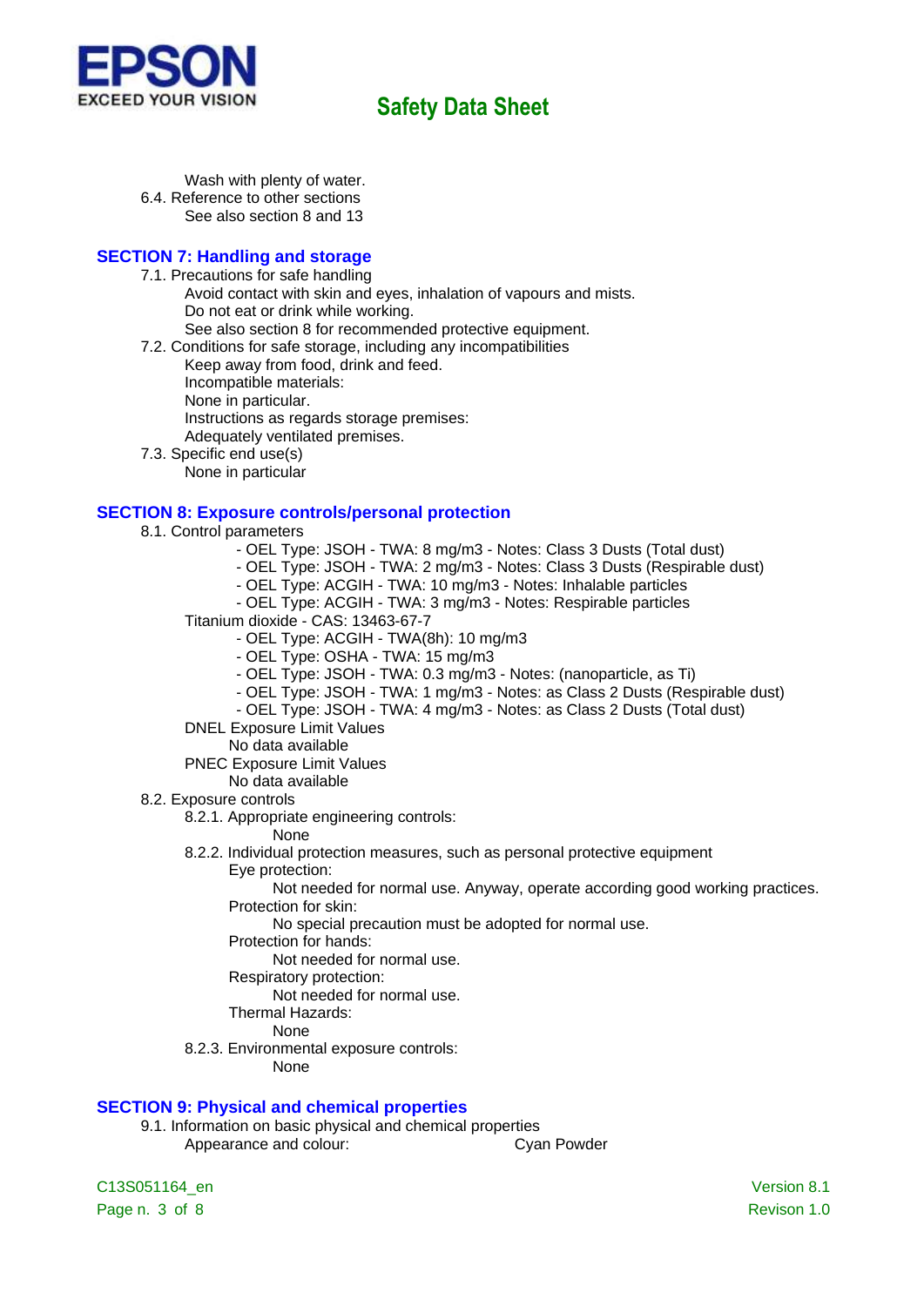Wash with plenty of water.

6.4. Reference to other sections

See also section 8 and 13

## SECTION 7: Handling and storage

7.1. Precautions for safe handling

Avoid contact with skin and eyes, inhalation of vapours and mists.
Do not eat or drink while working.
See also section 8 for recommended protective equipment.

7.2. Conditions for safe storage, including any incompatibilities

Keep away from food, drink and feed.
Incompatible materials:
None in particular.
Instructions as regards storage premises:
Adequately ventilated premises.

7.3. Specific end use(s)

None in particular

## SECTION 8: Exposure controls/personal protection

8.1. Control parameters

- OEL Type: JSOH - TWA: 8 mg/m3 - Notes: Class 3 Dusts (Total dust)
- OEL Type: JSOH - TWA: 2 mg/m3 - Notes: Class 3 Dusts (Respirable dust)
- OEL Type: ACGIH - TWA: 10 mg/m3 - Notes: Inhalable particles
- OEL Type: ACGIH - TWA: 3 mg/m3 - Notes: Respirable particles

Titanium dioxide - CAS: 13463-67-7

- OEL Type: ACGIH - TWA(8h): 10 mg/m3
- OEL Type: OSHA - TWA: 15 mg/m3
- OEL Type: JSOH - TWA: 0.3 mg/m3 - Notes: (nanoparticle, as Ti)
- OEL Type: JSOH - TWA: 1 mg/m3 - Notes: as Class 2 Dusts (Respirable dust)
- OEL Type: JSOH - TWA: 4 mg/m3 - Notes: as Class 2 Dusts (Total dust)

DNEL Exposure Limit Values

No data available

PNEC Exposure Limit Values

No data available

8.2. Exposure controls

8.2.1. Appropriate engineering controls:

None

8.2.2. Individual protection measures, such as personal protective equipment

Eye protection:

Not needed for normal use. Anyway, operate according good working practices.

Protection for skin:

No special precaution must be adopted for normal use.

Protection for hands:

Not needed for normal use.

Respiratory protection:

Not needed for normal use.

Thermal Hazards:

None

8.2.3. Environmental exposure controls:

None

## SECTION 9: Physical and chemical properties

9.1. Information on basic physical and chemical properties

Appearance and colour: Cyan Powder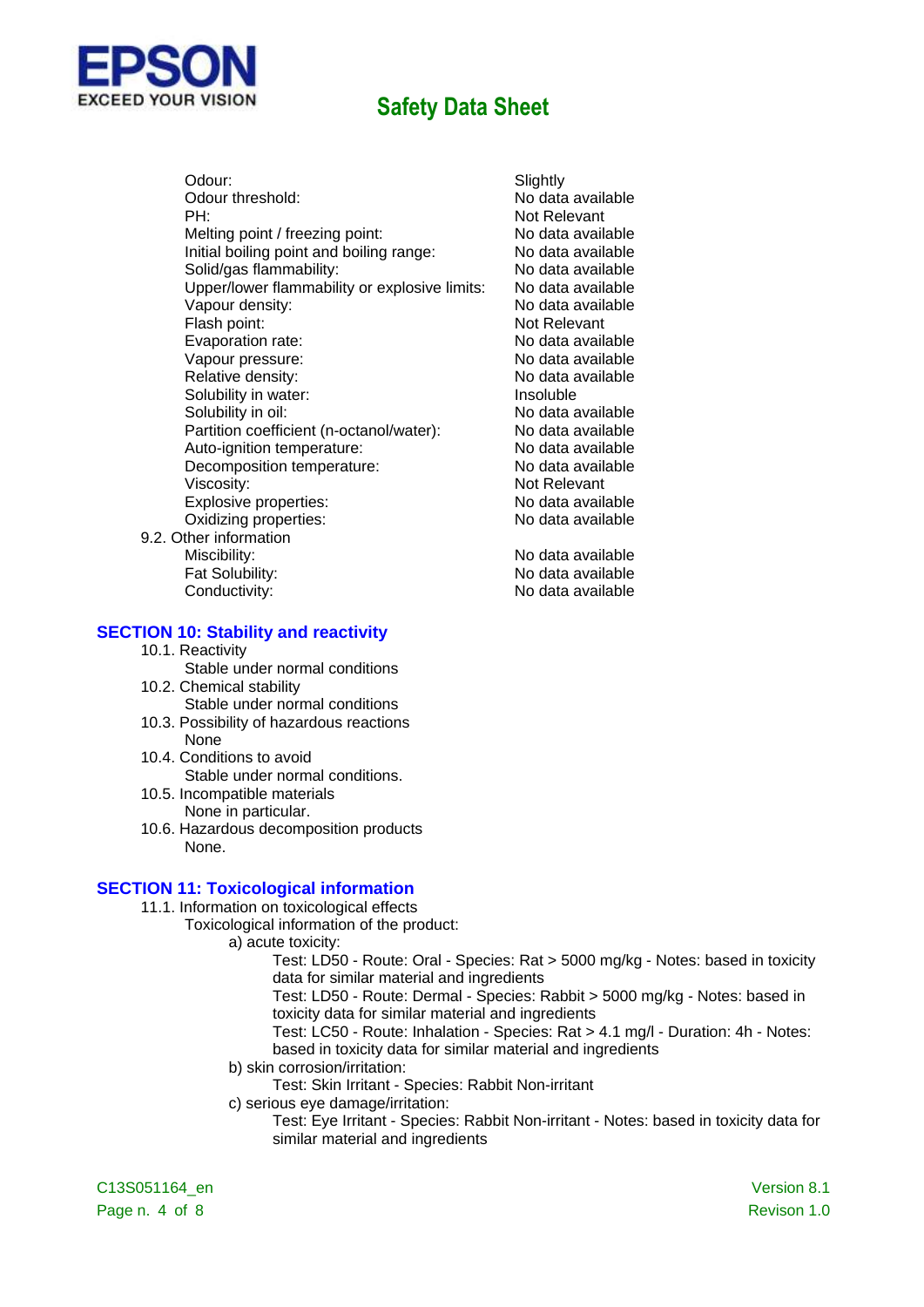| | |
|---|---|
| Odour: | Slightly |
| Odour threshold: | No data available |
| PH: | Not Relevant |
| Melting point / freezing point: | No data available |
| Initial boiling point and boiling range: | No data available |
| Solid/gas flammability: | No data available |
| Upper/lower flammability or explosive limits: | No data available |
| Vapour density: | No data available |
| Flash point: | Not Relevant |
| Evaporation rate: | No data available |
| Vapour pressure: | No data available |
| Relative density: | No data available |
| Solubility in water: | Insoluble |
| Solubility in oil: | No data available |
| Partition coefficient (n-octanol/water): | No data available |
| Auto-ignition temperature: | No data available |
| Decomposition temperature: | No data available |
| Viscosity: | Not Relevant |
| Explosive properties: | No data available |
| Oxidizing properties: | No data available |

9.2. Other information

| | |
|---|---|
| Miscibility: | No data available |
| Fat Solubility: | No data available |
| Conductivity: | No data available |

## SECTION 10: Stability and reactivity

10.1. Reactivity
Stable under normal conditions

10.2. Chemical stability
Stable under normal conditions

10.3. Possibility of hazardous reactions
None

10.4. Conditions to avoid
Stable under normal conditions.

10.5. Incompatible materials
None in particular.

10.6. Hazardous decomposition products
None.

## SECTION 11: Toxicological information

11.1. Information on toxicological effects

Toxicological information of the product:

a) acute toxicity:

Test: LD50 - Route: Oral - Species: Rat > 5000 mg/kg - Notes: based in toxicity data for similar material and ingredients

Test: LD50 - Route: Dermal - Species: Rabbit > 5000 mg/kg - Notes: based in toxicity data for similar material and ingredients

Test: LC50 - Route: Inhalation - Species: Rat > 4.1 mg/l - Duration: 4h - Notes: based in toxicity data for similar material and ingredients

b) skin corrosion/irritation:

Test: Skin Irritant - Species: Rabbit Non-irritant

c) serious eye damage/irritation:

Test: Eye Irritant - Species: Rabbit Non-irritant - Notes: based in toxicity data for similar material and ingredients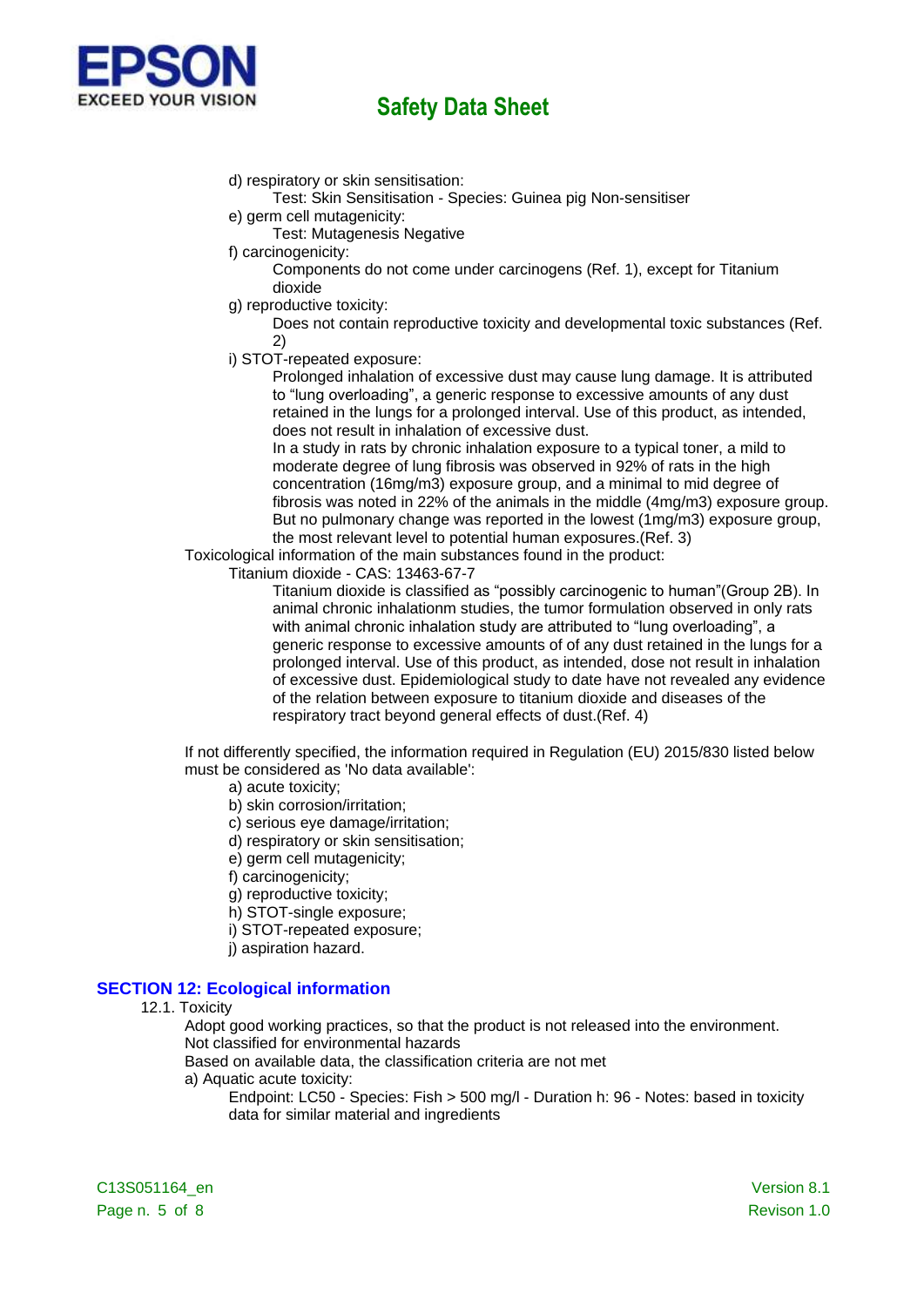d) respiratory or skin sensitisation:

Test: Skin Sensitisation - Species: Guinea pig Non-sensitiser

e) germ cell mutagenicity:

Test: Mutagenesis Negative

f) carcinogenicity:

Components do not come under carcinogens (Ref. 1), except for Titanium dioxide

g) reproductive toxicity:

Does not contain reproductive toxicity and developmental toxic substances (Ref. 2)

i) STOT-repeated exposure:

Prolonged inhalation of excessive dust may cause lung damage. It is attributed to “lung overloading”, a generic response to excessive amounts of any dust retained in the lungs for a prolonged interval. Use of this product, as intended, does not result in inhalation of excessive dust.

In a study in rats by chronic inhalation exposure to a typical toner, a mild to moderate degree of lung fibrosis was observed in 92% of rats in the high concentration (16mg/m3) exposure group, and a minimal to mid degree of fibrosis was noted in 22% of the animals in the middle (4mg/m3) exposure group. But no pulmonary change was reported in the lowest (1mg/m3) exposure group, the most relevant level to potential human exposures.(Ref. 3)

Toxicological information of the main substances found in the product:

Titanium dioxide - CAS: 13463-67-7

Titanium dioxide is classified as “possibly carcinogenic to human”(Group 2B). In animal chronic inhalationm studies, the tumor formulation observed in only rats with animal chronic inhalation study are attributed to “lung overloading”, a generic response to excessive amounts of of any dust retained in the lungs for a prolonged interval. Use of this product, as intended, dose not result in inhalation of excessive dust. Epidemiological study to date have not revealed any evidence of the relation between exposure to titanium dioxide and diseases of the respiratory tract beyond general effects of dust.(Ref. 4)

If not differently specified, the information required in Regulation (EU) 2015/830 listed below must be considered as 'No data available':

a) acute toxicity;
b) skin corrosion/irritation;
c) serious eye damage/irritation;
d) respiratory or skin sensitisation;
e) germ cell mutagenicity;
f) carcinogenicity;
g) reproductive toxicity;
h) STOT-single exposure;
i) STOT-repeated exposure;
j) aspiration hazard.

## SECTION 12: Ecological information

12.1. Toxicity

Adopt good working practices, so that the product is not released into the environment.
Not classified for environmental hazards
Based on available data, the classification criteria are not met

a) Aquatic acute toxicity:

Endpoint: LC50 - Species: Fish > 500 mg/l - Duration h: 96 - Notes: based in toxicity data for similar material and ingredients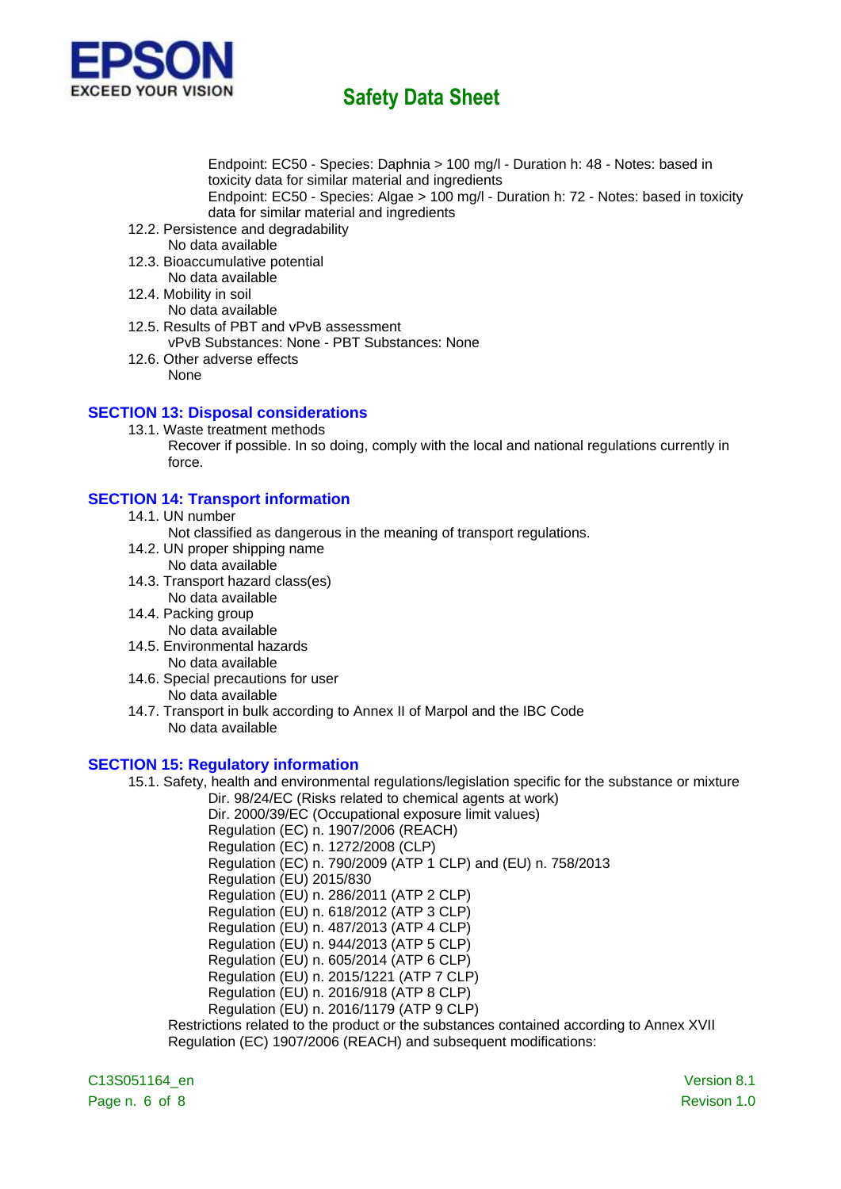Endpoint: EC50 - Species: Daphnia > 100 mg/l - Duration h: 48 - Notes: based in toxicity data for similar material and ingredients
Endpoint: EC50 - Species: Algae > 100 mg/l - Duration h: 72 - Notes: based in toxicity data for similar material and ingredients

12.2. Persistence and degradability
No data available

12.3. Bioaccumulative potential
No data available

12.4. Mobility in soil
No data available

12.5. Results of PBT and vPvB assessment
vPvB Substances: None - PBT Substances: None

12.6. Other adverse effects
None

## SECTION 13: Disposal considerations

13.1. Waste treatment methods
Recover if possible. In so doing, comply with the local and national regulations currently in force.

## SECTION 14: Transport information

14.1. UN number
Not classified as dangerous in the meaning of transport regulations.

14.2. UN proper shipping name
No data available

14.3. Transport hazard class(es)
No data available

14.4. Packing group
No data available

14.5. Environmental hazards
No data available

14.6. Special precautions for user
No data available

14.7. Transport in bulk according to Annex II of Marpol and the IBC Code
No data available

## SECTION 15: Regulatory information

15.1. Safety, health and environmental regulations/legislation specific for the substance or mixture
Dir. 98/24/EC (Risks related to chemical agents at work)
Dir. 2000/39/EC (Occupational exposure limit values)
Regulation (EC) n. 1907/2006 (REACH)
Regulation (EC) n. 1272/2008 (CLP)
Regulation (EC) n. 790/2009 (ATP 1 CLP) and (EU) n. 758/2013
Regulation (EU) 2015/830
Regulation (EU) n. 286/2011 (ATP 2 CLP)
Regulation (EU) n. 618/2012 (ATP 3 CLP)
Regulation (EU) n. 487/2013 (ATP 4 CLP)
Regulation (EU) n. 944/2013 (ATP 5 CLP)
Regulation (EU) n. 605/2014 (ATP 6 CLP)
Regulation (EU) n. 2015/1221 (ATP 7 CLP)
Regulation (EU) n. 2016/918 (ATP 8 CLP)
Regulation (EU) n. 2016/1179 (ATP 9 CLP)

Restrictions related to the product or the substances contained according to Annex XVII Regulation (EC) 1907/2006 (REACH) and subsequent modifications: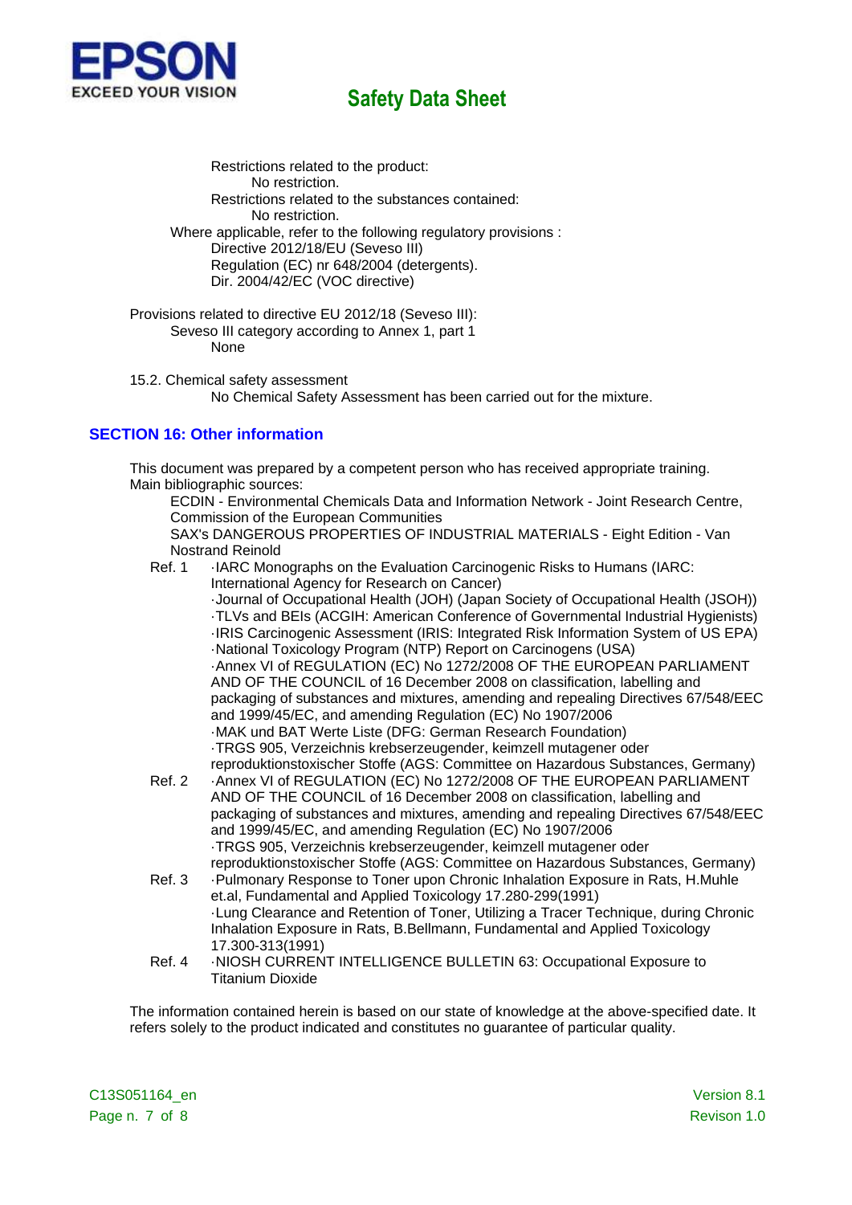Restrictions related to the product:

No restriction.

Restrictions related to the substances contained:

No restriction.

Where applicable, refer to the following regulatory provisions :

Directive 2012/18/EU (Seveso III)
Regulation (EC) nr 648/2004 (detergents).
Dir. 2004/42/EC (VOC directive)

Provisions related to directive EU 2012/18 (Seveso III):

Seveso III category according to Annex 1, part 1

None

15.2. Chemical safety assessment

No Chemical Safety Assessment has been carried out for the mixture.

## SECTION 16: Other information

This document was prepared by a competent person who has received appropriate training.
Main bibliographic sources:

ECDIN - Environmental Chemicals Data and Information Network - Joint Research Centre, Commission of the European Communities
SAX's DANGEROUS PROPERTIES OF INDUSTRIAL MATERIALS - Eight Edition - Van Nostrand Reinold

Ref. 1
- ·IARC Monographs on the Evaluation Carcinogenic Risks to Humans (IARC: International Agency for Research on Cancer)
- ·Journal of Occupational Health (JOH) (Japan Society of Occupational Health (JSOH))
- ·TLVs and BEIs (ACGIH: American Conference of Governmental Industrial Hygienists)
- ·IRIS Carcinogenic Assessment (IRIS: Integrated Risk Information System of US EPA)
- ·National Toxicology Program (NTP) Report on Carcinogens (USA)
- ·Annex VI of REGULATION (EC) No 1272/2008 OF THE EUROPEAN PARLIAMENT AND OF THE COUNCIL of 16 December 2008 on classification, labelling and packaging of substances and mixtures, amending and repealing Directives 67/548/EEC and 1999/45/EC, and amending Regulation (EC) No 1907/2006
- ·MAK und BAT Werte Liste (DFG: German Research Foundation)
- ·TRGS 905, Verzeichnis krebserzeugender, keimzell mutagener oder reproduktionstoxischer Stoffe (AGS: Committee on Hazardous Substances, Germany)

Ref. 2
- ·Annex VI of REGULATION (EC) No 1272/2008 OF THE EUROPEAN PARLIAMENT AND OF THE COUNCIL of 16 December 2008 on classification, labelling and packaging of substances and mixtures, amending and repealing Directives 67/548/EEC and 1999/45/EC, and amending Regulation (EC) No 1907/2006
- ·TRGS 905, Verzeichnis krebserzeugender, keimzell mutagener oder reproduktionstoxischer Stoffe (AGS: Committee on Hazardous Substances, Germany)

Ref. 3
- ·Pulmonary Response to Toner upon Chronic Inhalation Exposure in Rats, H.Muhle et.al, Fundamental and Applied Toxicology 17.280-299(1991)
- ·Lung Clearance and Retention of Toner, Utilizing a Tracer Technique, during Chronic Inhalation Exposure in Rats, B.Bellmann, Fundamental and Applied Toxicology 17.300-313(1991)

Ref. 4
- ·NIOSH CURRENT INTELLIGENCE BULLETIN 63: Occupational Exposure to Titanium Dioxide

The information contained herein is based on our state of knowledge at the above-specified date. It refers solely to the product indicated and constitutes no guarantee of particular quality.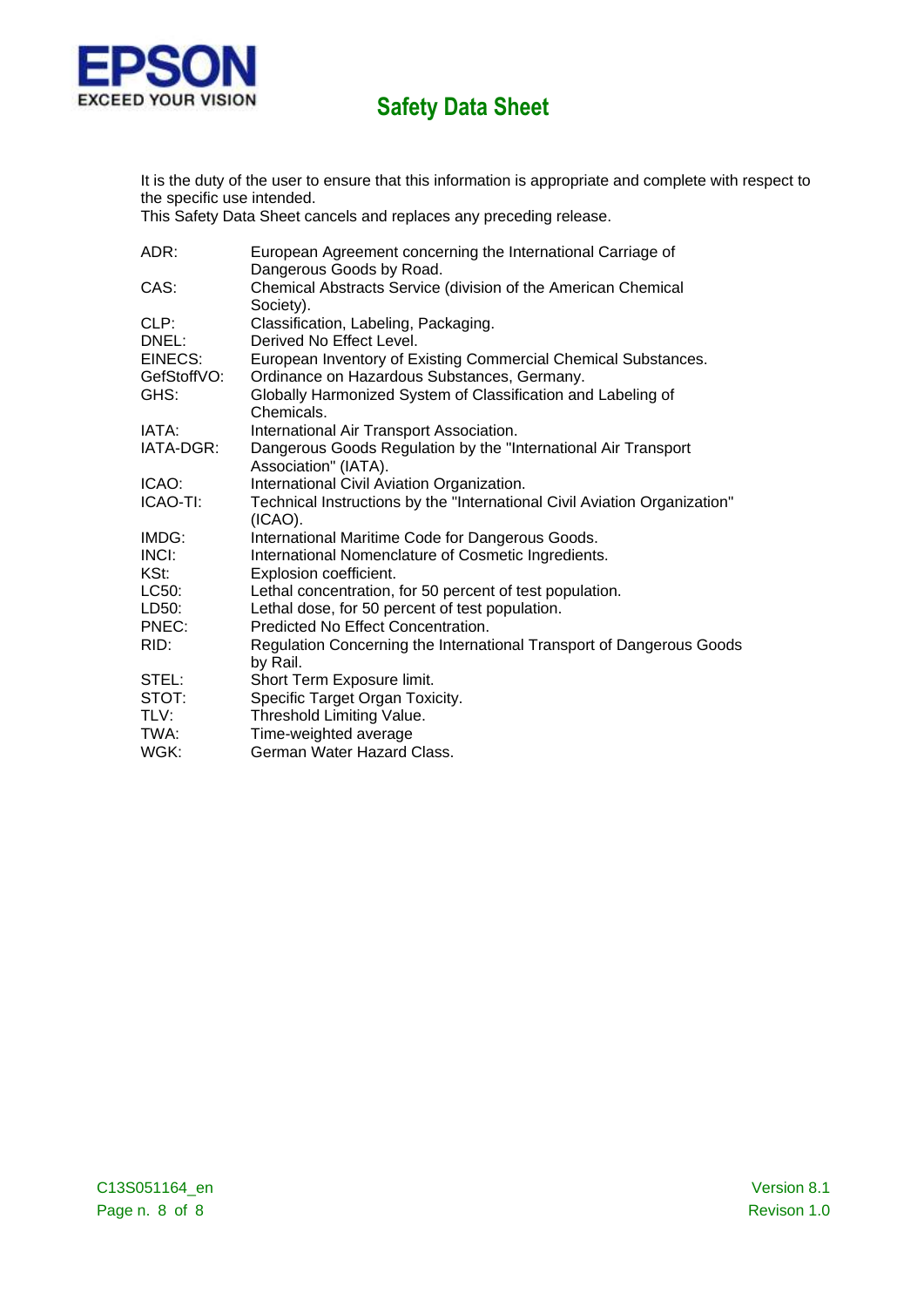It is the duty of the user to ensure that this information is appropriate and complete with respect to the specific use intended.
This Safety Data Sheet cancels and replaces any preceding release.

| | |
|---|---|
| ADR: | European Agreement concerning the International Carriage of Dangerous Goods by Road. |
| CAS: | Chemical Abstracts Service (division of the American Chemical Society). |
| CLP: | Classification, Labeling, Packaging. |
| DNEL: | Derived No Effect Level. |
| EINECS: | European Inventory of Existing Commercial Chemical Substances. |
| GefStoffVO: | Ordinance on Hazardous Substances, Germany. |
| GHS: | Globally Harmonized System of Classification and Labeling of Chemicals. |
| IATA: | International Air Transport Association. |
| IATA-DGR: | Dangerous Goods Regulation by the "International Air Transport Association" (IATA). |
| ICAO: | International Civil Aviation Organization. |
| ICAO-TI: | Technical Instructions by the "International Civil Aviation Organization" (ICAO). |
| IMDG: | International Maritime Code for Dangerous Goods. |
| INCI: | International Nomenclature of Cosmetic Ingredients. |
| KSt: | Explosion coefficient. |
| LC50: | Lethal concentration, for 50 percent of test population. |
| LD50: | Lethal dose, for 50 percent of test population. |
| PNEC: | Predicted No Effect Concentration. |
| RID: | Regulation Concerning the International Transport of Dangerous Goods by Rail. |
| STEL: | Short Term Exposure limit. |
| STOT: | Specific Target Organ Toxicity. |
| TLV: | Threshold Limiting Value. |
| TWA: | Time-weighted average |
| WGK: | German Water Hazard Class. |